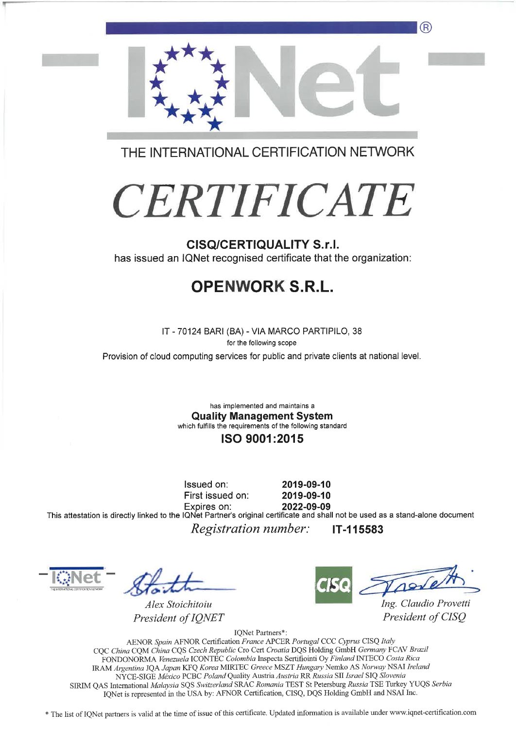IQNet®

THE INTERNATIONAL CERTIFICATION NETWORK

# *CERTIFICATE*

**CISQ/CERTIQUALITY S.r.l.**
has issued an IQNet recognised certificate that the organization:

## OPENWORK S.R.L.

IT - 70124 BARI (BA) - VIA MARCO PARTIPILO, 38
for the following scope
Provision of cloud computing services for public and private clients at national level.

has implemented and maintains a
**Quality Management System**
which fulfills the requirements of the following standard
**ISO 9001:2015**

| | |
|---|---|
| Issued on: | **2019-09-10** |
| First issued on: | **2019-09-10** |
| Expires on: | **2022-09-09** |

This attestation is directly linked to the IQNet Partner's original certificate and shall not be used as a stand-alone document

*Registration number:* **IT-115583**

*Alex Stoichitoiu*
*President of IQNET*

*Ing. Claudio Provetti*
*President of CISQ*

IQNet Partners*:
AENOR *Spain* AFNOR Certification *France* APCER *Portugal* CCC *Cyprus* CISQ *Italy*
CQC *China* CQM *China* CQS *Czech Republic* Cro Cert *Croatia* DQS Holding GmbH *Germany* FCAV *Brazil*
FONDONORMA *Venezuela* ICONTEC *Colombia* Inspecta Sertifiointi Oy *Finland* INTECO *Costa Rica*
IRAM *Argentina* JQA *Japan* KFQ *Korea* MIRTEC *Greece* MSZT *Hungary* Nemko AS *Norway* NSAI *Ireland*
NYCE-SIGE *México* PCBC *Poland* Quality Austria *Austria* RR *Russia* SII *Israel* SIQ *Slovenia*
SIRIM QAS International *Malaysia* SQS *Switzerland* SRAC *Romania* TEST St Petersburg *Russia* TSE *Turkey* YUQS *Serbia*
IQNet is represented in the USA by: AFNOR Certification, CISQ, DQS Holding GmbH and NSAI Inc.

* The list of IQNet partners is valid at the time of issue of this certificate. Updated information is available under www.iqnet-certification.com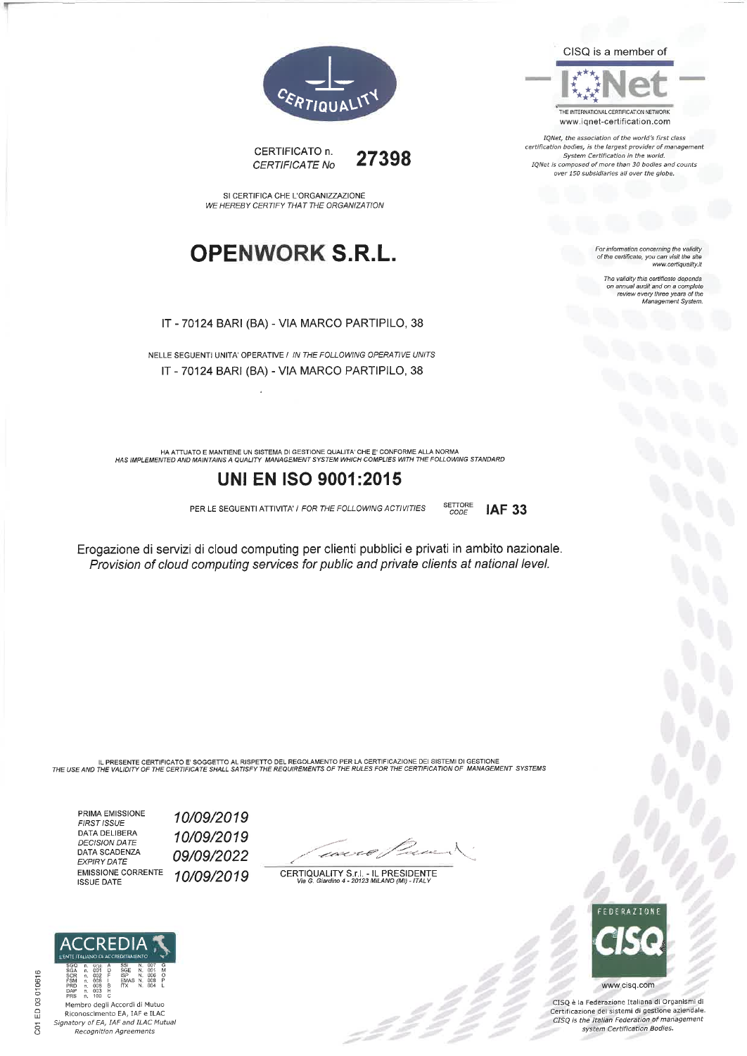CERTIQUALITY

CISQ is a member of

IQNet

THE INTERNATIONAL CERTIFICATION NETWORK
www.iqnet-certification.com

*IQNet, the association of the world's first class certification bodies, is the largest provider of management System Certification in the world. IQNet is composed of more than 30 bodies and counts over 150 subsidiaries all over the globe.*

CERTIFICATO n.
*CERTIFICATE No* **27398**

SI CERTIFICA CHE L'ORGANIZZAZIONE
*WE HEREBY CERTIFY THAT THE ORGANIZATION*

# OPENWORK S.R.L.

*For information concerning the validity of the certificate, you can visit the site www.certiquality.it*

*The validity this certificate depends on annual audit and on a complete review every three years of the Management System.*

IT - 70124 BARI (BA) - VIA MARCO PARTIPILO, 38

NELLE SEGUENTI UNITA' OPERATIVE / *IN THE FOLLOWING OPERATIVE UNITS*
IT - 70124 BARI (BA) - VIA MARCO PARTIPILO, 38

HA ATTUATO E MANTIENE UN SISTEMA DI GESTIONE QUALITA' CHE E' CONFORME ALLA NORMA
*HAS IMPLEMENTED AND MAINTAINS A QUALITY MANAGEMENT SYSTEM WHICH COMPLIES WITH THE FOLLOWING STANDARD*

## UNI EN ISO 9001:2015

PER LE SEGUENTI ATTIVITA' / *FOR THE FOLLOWING ACTIVITIES* SETTORE *CODE* **IAF 33**

Erogazione di servizi di cloud computing per clienti pubblici e privati in ambito nazionale.
*Provision of cloud computing services for public and private clients at national level.*

IL PRESENTE CERTIFICATO E' SOGGETTO AL RISPETTO DEL REGOLAMENTO PER LA CERTIFICAZIONE DEI SISTEMI DI GESTIONE
*THE USE AND THE VALIDITY OF THE CERTIFICATE SHALL SATISFY THE REQUIREMENTS OF THE RULES FOR THE CERTIFICATION OF MANAGEMENT SYSTEMS*

| | |
|---|---|
| PRIMA EMISSIONE *FIRST ISSUE* | *10/09/2019* |
| DATA DELIBERA *DECISION DATE* | *10/09/2019* |
| DATA SCADENZA *EXPIRY DATE* | *09/09/2022* |
| EMISSIONE CORRENTE *ISSUE DATE* | *10/09/2019* |

CERTIQUALITY S.r.l. - IL PRESIDENTE
*Via G. Giardino 4 - 20123 MILANO (MI) - ITALY*

ACCREDIA
L'ENTE ITALIANO DI ACCREDITAMENTO

SGQ n. 008 A, SGA n. 001 D, SCR n. 002 F, FSM n. 005 I, PRD n. 008 B, DAP n. 003 H, PRS n. 100 C, SSI N. 007 G, SGE N. 001 M, ISP N. 006 O, EMAS N. 008 P, ITX N. 004 L

Membro degli Accordi di Mutuo Riconoscimento EA, IAF e ILAC
*Signatory of EA, IAF and ILAC Mutual Recognition Agreements*

FEDERAZIONE CISQ
www.cisq.com

CISQ è la Federazione Italiana di Organismi di Certificazione dei sistemi di gestione aziendale.
*CISQ is the Italian Federation of management system Certification Bodies.*

C01 ED 03 010616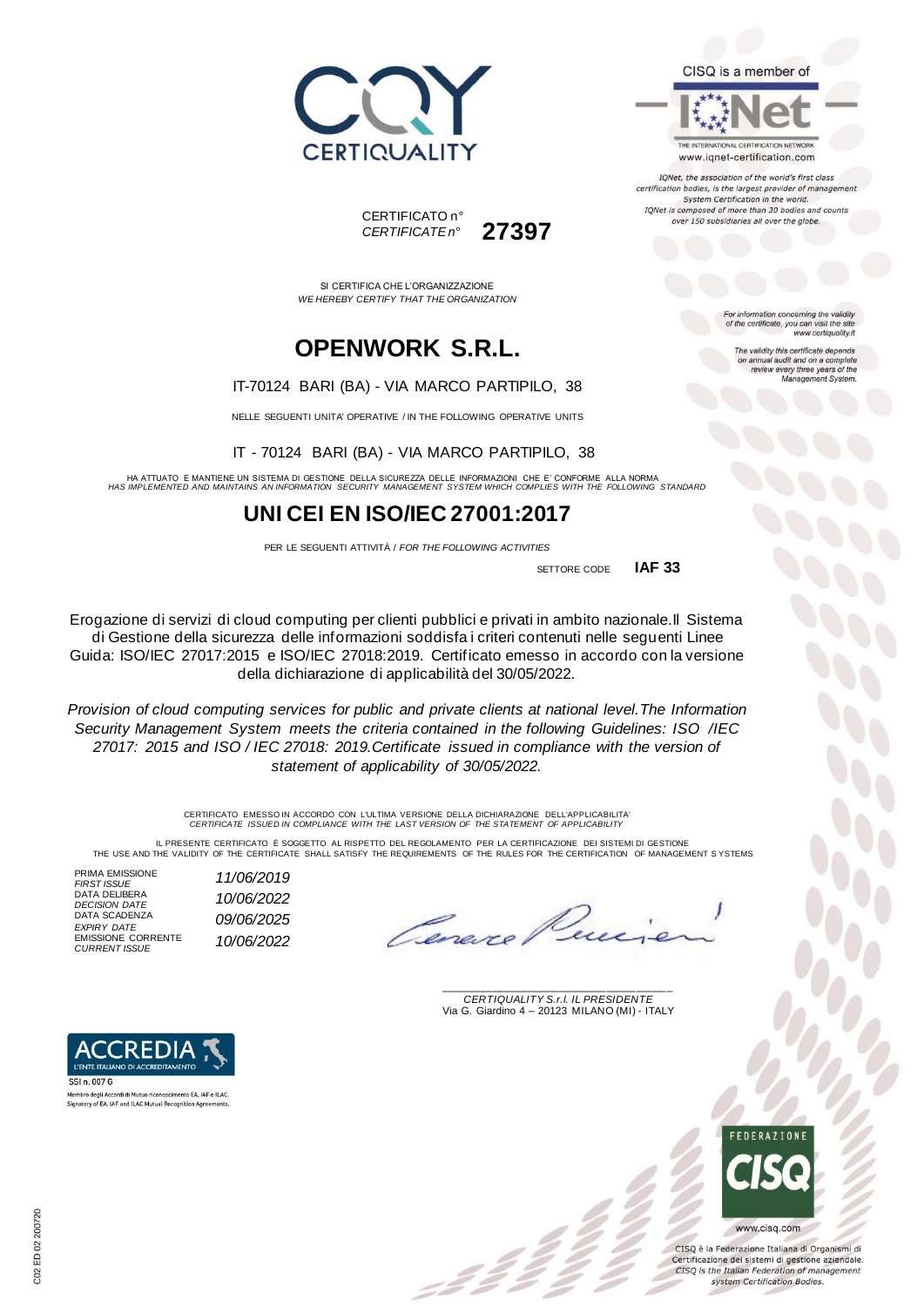CISQ is a member of

THE INTERNATIONAL CERTIFICATION NETWORK
www.iqnet-certification.com

*IQNet, the association of the world's first class certification bodies, is the largest provider of management System Certification in the world. IQNet is composed of more than 30 bodies and counts over 150 subsidiaries all over the globe.*

CERTIFICATO n°
*CERTIFICATE n°* **27397**

SI CERTIFICA CHE L'ORGANIZZAZIONE
*WE HEREBY CERTIFY THAT THE ORGANIZATION*

*For information concerning the validity of the certificate, you can visit the site www.certiquality.it*

*The validity this certificate depends on annual audit and on a complete review every three years of the Management System.*

# OPENWORK S.R.L.

IT-70124 BARI (BA) - VIA MARCO PARTIPILO, 38

NELLE SEGUENTI UNITA' OPERATIVE / IN THE FOLLOWING OPERATIVE UNITS

IT - 70124 BARI (BA) - VIA MARCO PARTIPILO, 38

HA ATTUATO E MANTIENE UN SISTEMA DI GESTIONE DELLA SICUREZZA DELLE INFORMAZIONI CHE E' CONFORME ALLA NORMA
*HAS IMPLEMENTED AND MAINTAINS AN INFORMATION SECURITY MANAGEMENT SYSTEM WHICH COMPLIES WITH THE FOLLOWING STANDARD*

# UNI CEI EN ISO/IEC 27001:2017

PER LE SEGUENTI ATTIVITÀ / *FOR THE FOLLOWING ACTIVITIES*

SETTORE CODE **IAF 33**

Erogazione di servizi di cloud computing per clienti pubblici e privati in ambito nazionale.Il Sistema di Gestione della sicurezza delle informazioni soddisfa i criteri contenuti nelle seguenti Linee Guida: ISO/IEC 27017:2015 e ISO/IEC 27018:2019. Certificato emesso in accordo con la versione della dichiarazione di applicabilità del 30/05/2022.

*Provision of cloud computing services for public and private clients at national level.The Information Security Management System meets the criteria contained in the following Guidelines: ISO /IEC 27017: 2015 and ISO / IEC 27018: 2019.Certificate issued in compliance with the version of statement of applicability of 30/05/2022.*

CERTIFICATO EMESSO IN ACCORDO CON L'ULTIMA VERSIONE DELLA DICHIARAZIONE DELL'APPLICABILITA'
*CERTIFICATE ISSUED IN COMPLIANCE WITH THE LAST VERSION OF THE STATEMENT OF APPLICABILITY*

IL PRESENTE CERTIFICATO È SOGGETTO AL RISPETTO DEL REGOLAMENTO PER LA CERTIFICAZIONE DEI SISTEMI DI GESTIONE
THE USE AND THE VALIDITY OF THE CERTIFICATE SHALL SATISFY THE REQUIREMENTS OF THE RULES FOR THE CERTIFICATION OF MANAGEMENT SYSTEMS

| | |
|---|---|
| PRIMA EMISSIONE *FIRST ISSUE* | *11/06/2019* |
| DATA DELIBERA *DECISION DATE* | *10/06/2022* |
| DATA SCADENZA *EXPIRY DATE* | *09/06/2025* |
| EMISSIONE CORRENTE *CURRENT ISSUE* | *10/06/2022* |

*CERTIQUALITY S.r.l. IL PRESIDENTE*
Via G. Giardino 4 – 20123 MILANO (MI) - ITALY

ACCREDIA
L'ENTE ITALIANO DI ACCREDITAMENTO
SSI n. 007 G
Membro degli Accordi di Mutuo riconoscimento EA, IAF e ILAC.
Signatory of EA, IAF and ILAC Mutual Recognition Agreements.

FEDERAZIONE CISQ
www.cisq.com

CISQ è la Federazione Italiana di Organismi di Certificazione dei sistemi di gestione aziendale.
*CISQ is the Italian Federation of management system Certification Bodies.*

C02 ED 02 200720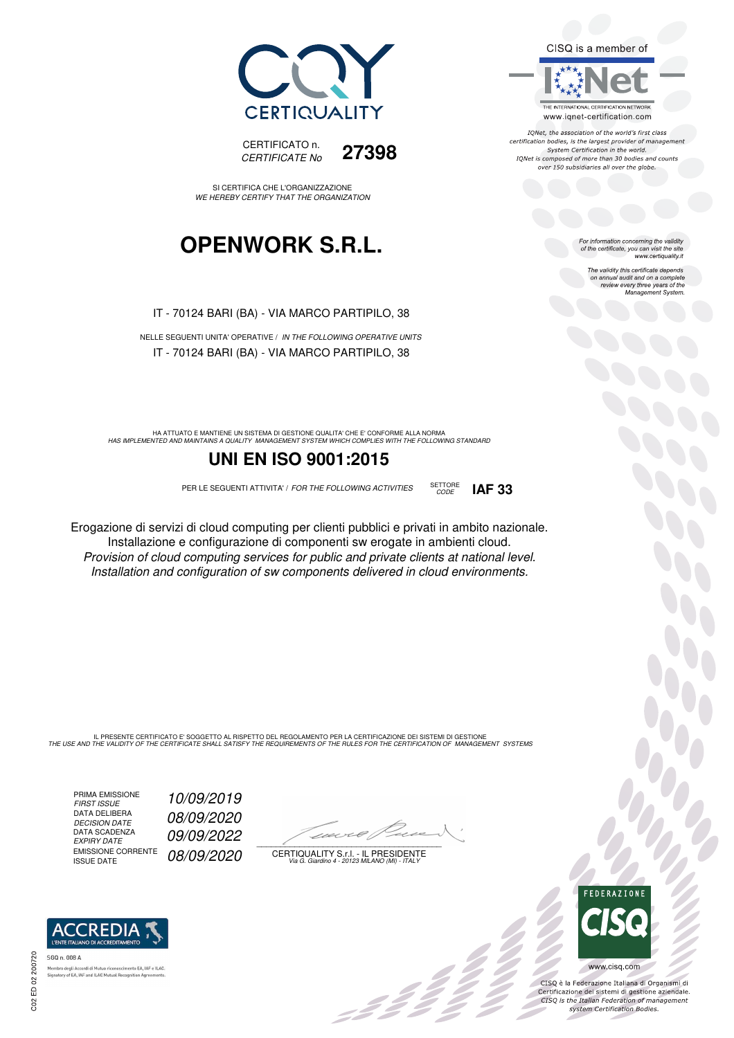CERTIQUALITY

CERTIFICATO n.
*CERTIFICATE No* **27398**

SI CERTIFICA CHE L'ORGANIZZAZIONE
*WE HEREBY CERTIFY THAT THE ORGANIZATION*

# OPENWORK S.R.L.

IT - 70124 BARI (BA) - VIA MARCO PARTIPILO, 38

NELLE SEGUENTI UNITA' OPERATIVE / *IN THE FOLLOWING OPERATIVE UNITS*
IT - 70124 BARI (BA) - VIA MARCO PARTIPILO, 38

HA ATTUATO E MANTIENE UN SISTEMA DI GESTIONE QUALITA' CHE E' CONFORME ALLA NORMA
*HAS IMPLEMENTED AND MAINTAINS A QUALITY MANAGEMENT SYSTEM WHICH COMPLIES WITH THE FOLLOWING STANDARD*

## UNI EN ISO 9001:2015

PER LE SEGUENTI ATTIVITA' / *FOR THE FOLLOWING ACTIVITIES* SETTORE *CODE* **IAF 33**

Erogazione di servizi di cloud computing per clienti pubblici e privati in ambito nazionale.
Installazione e configurazione di componenti sw erogate in ambienti cloud.
*Provision of cloud computing services for public and private clients at national level.*
*Installation and configuration of sw components delivered in cloud environments.*

IL PRESENTE CERTIFICATO E' SOGGETTO AL RISPETTO DEL REGOLAMENTO PER LA CERTIFICAZIONE DEI SISTEMI DI GESTIONE
*THE USE AND THE VALIDITY OF THE CERTIFICATE SHALL SATISFY THE REQUIREMENTS OF THE RULES FOR THE CERTIFICATION OF MANAGEMENT SYSTEMS*

| | |
|---|---|
| PRIMA EMISSIONE *FIRST ISSUE* | *10/09/2019* |
| DATA DELIBERA *DECISION DATE* | *08/09/2020* |
| DATA SCADENZA *EXPIRY DATE* | *09/09/2022* |
| EMISSIONE CORRENTE *ISSUE DATE* | *08/09/2020* |

CERTIQUALITY S.r.l. - IL PRESIDENTE
*Via G. Giardino 4 - 20123 MILANO (MI) - ITALY*

CISQ is a member of IQNet
THE INTERNATIONAL CERTIFICATION NETWORK
www.iqnet-certification.com

*IQNet, the association of the world's first class certification bodies, is the largest provider of management System Certification in the world. IQNet is composed of more than 30 bodies and counts over 150 subsidiaries all over the globe.*

*For information concerning the validity of the certificate, you can visit the site www.certiquality.it*

*The validity this certificate depends on annual audit and on a complete review every three years of the Management System.*

ACCREDIA L'ENTE ITALIANO DI ACCREDITAMENTO
SGQ n. 008 A
Membro degli Accordi di Mutuo riconoscimento EA, IAF e ILAC.
Signatory of EA, IAF and ILAC Mutual Recognition Agreements.

FEDERAZIONE CISQ
www.cisq.com

CISQ è la Federazione Italiana di Organismi di Certificazione dei sistemi di gestione aziendale.
*CISQ is the Italian Federation of management system Certification Bodies.*

C02 ED 02 200720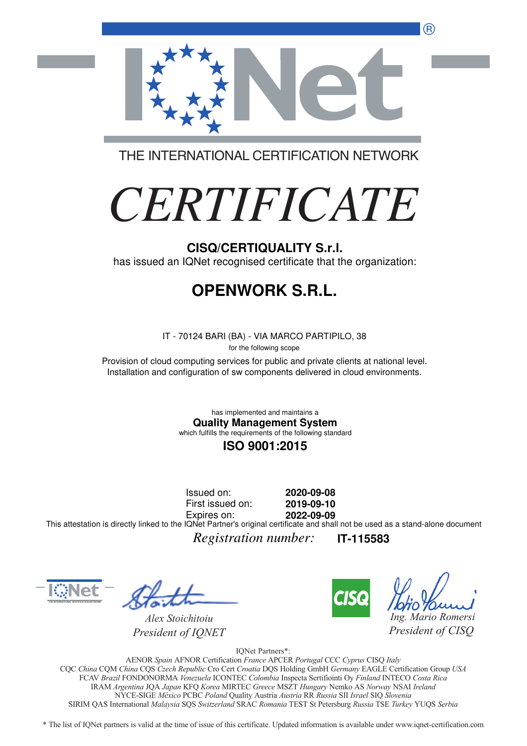THE INTERNATIONAL CERTIFICATION NETWORK

# *CERTIFICATE*

**CISQ/CERTIQUALITY S.r.l.**

has issued an IQNet recognised certificate that the organization:

## OPENWORK S.R.L.

IT - 70124 BARI (BA) - VIA MARCO PARTIPILO, 38

for the following scope

Provision of cloud computing services for public and private clients at national level.
Installation and configuration of sw components delivered in cloud environments.

has implemented and maintains a

**Quality Management System**

which fulfills the requirements of the following standard

**ISO 9001:2015**

| | |
|---|---|
| Issued on: | **2020-09-08** |
| First issued on: | **2019-09-10** |
| Expires on: | **2022-09-09** |

This attestation is directly linked to the IQNet Partner's original certificate and shall not be used as a stand-alone document

*Registration number:* **IT-115583**

*Alex Stoichitoiu*
*President of IQNET*

*Ing. Mario Romersi*
*President of CISQ*

IQNet Partners*:

AENOR *Spain* AFNOR Certification *France* APCER *Portugal* CCC *Cyprus* CISQ *Italy*
CQC *China* CQM *China* CQS *Czech Republic* Cro Cert *Croatia* DQS Holding GmbH *Germany* EAGLE Certification Group *USA*
FCAV *Brazil* FONDONORMA *Venezuela* ICONTEC *Colombia* Inspecta Sertifiointi Oy *Finland* INTECO *Costa Rica*
IRAM *Argentina* JQA *Japan* KFQ *Korea* MIRTEC *Greece* MSZT *Hungary* Nemko AS *Norway* NSAI *Ireland*
NYCE-SIGE *México* PCBC *Poland* Quality Austria *Austria* RR *Russia* SII *Israel* SIQ *Slovenia*
SIRIM QAS International *Malaysia* SQS *Switzerland* SRAC *Romania* TEST St Petersburg *Russia* TSE *Turkey* YUQS *Serbia*

\* The list of IQNet partners is valid at the time of issue of this certificate. Updated information is available under www.iqnet-certification.com